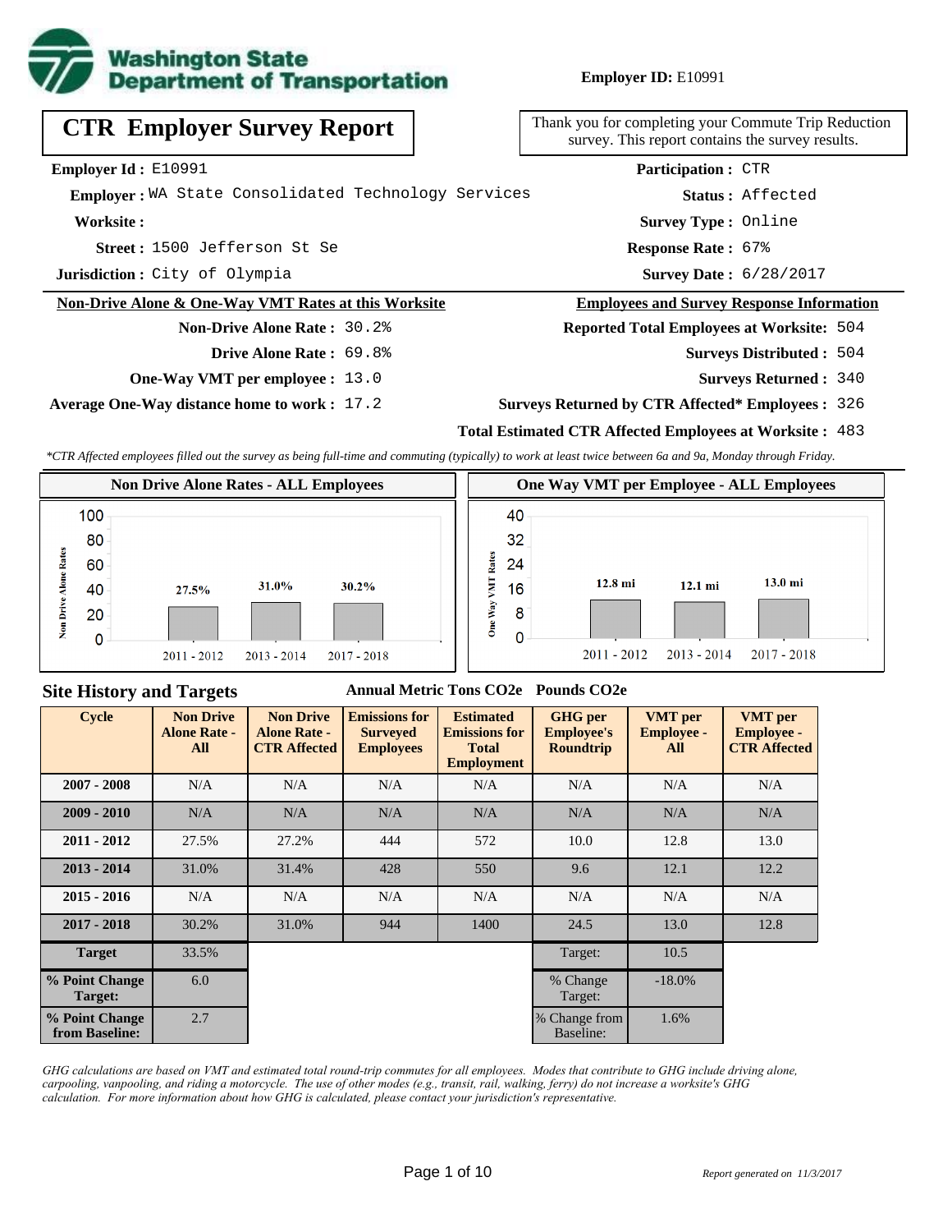Washington State Department of Transportation

**Employer ID:** E10991

# CTR Employer Survey Report

Thank you for completing your Commute Trip Reduction survey. This report contains the survey results.

**Employer Id :** E10991

**Employer :** WA State Consolidated Technology Services

**Worksite :**

**Street :** 1500 Jefferson St Se

**Jurisdiction :** City of Olympia

**Participation :** CTR

**Status :** Affected

**Survey Type :** Online

**Response Rate :** 67%

**Survey Date :** 6/28/2017

## Non-Drive Alone & One-Way VMT Rates at this Worksite

**Non-Drive Alone Rate :** 30.2%

**Drive Alone Rate :** 69.8%

**One-Way VMT per employee :** 13.0

**Average One-Way distance home to work :** 17.2

## Employees and Survey Response Information

**Reported Total Employees at Worksite:** 504

**Surveys Distributed :** 504

**Surveys Returned :** 340

**Surveys Returned by CTR Affected* Employees :** 326

**Total Estimated CTR Affected Employees at Worksite :** 483

*\*CTR Affected employees filled out the survey as being full-time and commuting (typically) to work at least twice between 6a and 9a, Monday through Friday.*

**Non Drive Alone Rates - ALL Employees**

Non Drive Alone Rates

100
80
60
40
20
0

27.5%
31.0%
30.2%

2011 - 2012
2013 - 2014
2017 - 2018

**One Way VMT per Employee - ALL Employees**

One Way VMT Rates

40
32
24
16
8
0

12.8 mi
12.1 mi
13.0 mi

2011 - 2012
2013 - 2014
2017 - 2018

## Site History and Targets

| Cycle | Non Drive Alone Rate - All | Non Drive Alone Rate - CTR Affected | Emissions for Surveyed Employees (Annual Metric Tons CO2e) | Estimated Emissions for Total Employment (Annual Metric Tons CO2e) | GHG per Employee's Roundtrip (Pounds CO2e) | VMT per Employee - All | VMT per Employee - CTR Affected |
|---|---|---|---|---|---|---|---|
| 2007 - 2008 | N/A | N/A | N/A | N/A | N/A | N/A | N/A |
| 2009 - 2010 | N/A | N/A | N/A | N/A | N/A | N/A | N/A |
| 2011 - 2012 | 27.5% | 27.2% | 444 | 572 | 10.0 | 12.8 | 13.0 |
| 2013 - 2014 | 31.0% | 31.4% | 428 | 550 | 9.6 | 12.1 | 12.2 |
| 2015 - 2016 | N/A | N/A | N/A | N/A | N/A | N/A | N/A |
| 2017 - 2018 | 30.2% | 31.0% | 944 | 1400 | 24.5 | 13.0 | 12.8 |
| Target | 33.5% | | | | Target: | 10.5 | |
| % Point Change Target: | 6.0 | | | | % Change Target: | -18.0% | |
| % Point Change from Baseline: | 2.7 | | | | % Change from Baseline: | 1.6% | |

*GHG calculations are based on VMT and estimated total round-trip commutes for all employees. Modes that contribute to GHG include driving alone, carpooling, vanpooling, and riding a motorcycle. The use of other modes (e.g., transit, rail, walking, ferry) do not increase a worksite's GHG calculation. For more information about how GHG is calculated, please contact your jurisdiction's representative.*

*Report generated on 11/3/2017*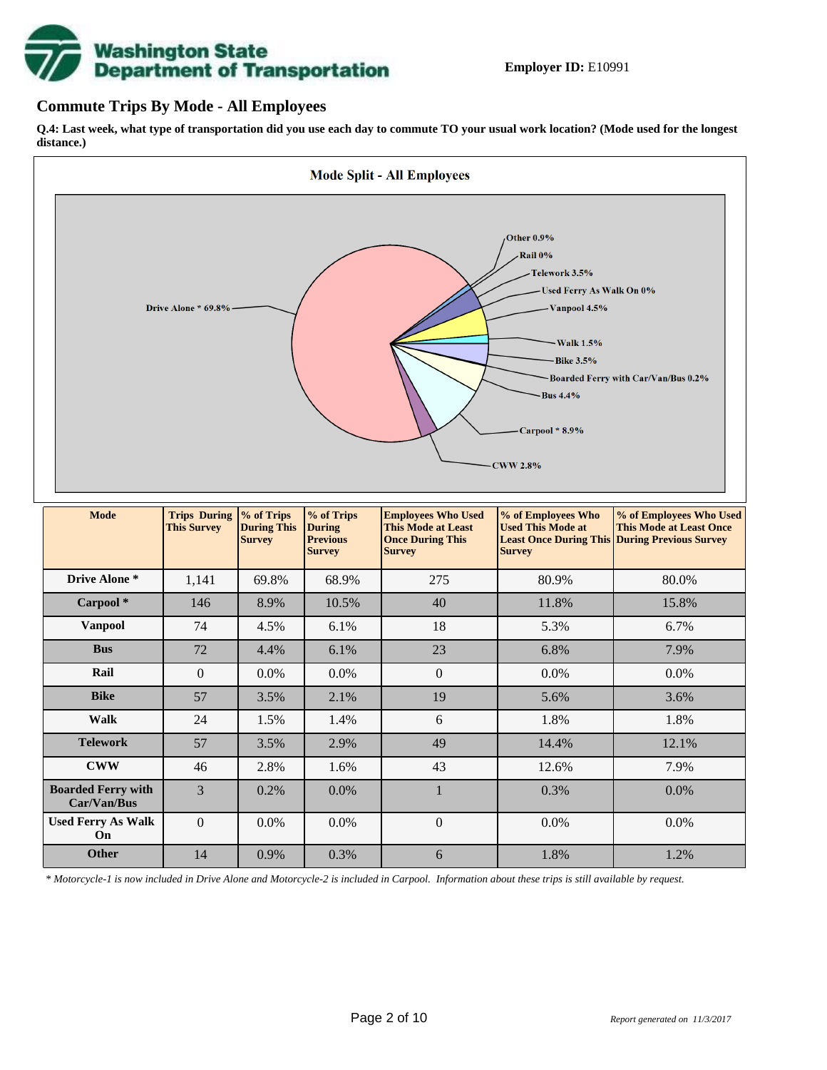**Employer ID:** E10991

## Commute Trips By Mode - All Employees

**Q.4: Last week, what type of transportation did you use each day to commute TO your usual work location? (Mode used for the longest distance.)**

Mode Split - All Employees

Other 0.9%
Rail 0%
Telework 3.5%
Used Ferry As Walk On 0%
Vanpool 4.5%
Drive Alone * 69.8%
Walk 1.5%
Bike 3.5%
Boarded Ferry with Car/Van/Bus 0.2%
Bus 4.4%
Carpool * 8.9%
CWW 2.8%

| Mode | Trips During This Survey | % of Trips During This Survey | % of Trips During Previous Survey | Employees Who Used This Mode at Least Once During This Survey | % of Employees Who Used This Mode at Least Once During This Survey | % of Employees Who Used This Mode at Least Once During Previous Survey |
|---|---|---|---|---|---|---|
| **Drive Alone *** | 1,141 | 69.8% | 68.9% | 275 | 80.9% | 80.0% |
| **Carpool *** | 146 | 8.9% | 10.5% | 40 | 11.8% | 15.8% |
| **Vanpool** | 74 | 4.5% | 6.1% | 18 | 5.3% | 6.7% |
| **Bus** | 72 | 4.4% | 6.1% | 23 | 6.8% | 7.9% |
| **Rail** | 0 | 0.0% | 0.0% | 0 | 0.0% | 0.0% |
| **Bike** | 57 | 3.5% | 2.1% | 19 | 5.6% | 3.6% |
| **Walk** | 24 | 1.5% | 1.4% | 6 | 1.8% | 1.8% |
| **Telework** | 57 | 3.5% | 2.9% | 49 | 14.4% | 12.1% |
| **CWW** | 46 | 2.8% | 1.6% | 43 | 12.6% | 7.9% |
| **Boarded Ferry with Car/Van/Bus** | 3 | 0.2% | 0.0% | 1 | 0.3% | 0.0% |
| **Used Ferry As Walk On** | 0 | 0.0% | 0.0% | 0 | 0.0% | 0.0% |
| **Other** | 14 | 0.9% | 0.3% | 6 | 1.8% | 1.2% |

*\* Motorcycle-1 is now included in Drive Alone and Motorcycle-2 is included in Carpool. Information about these trips is still available by request.*

*Report generated on 11/3/2017*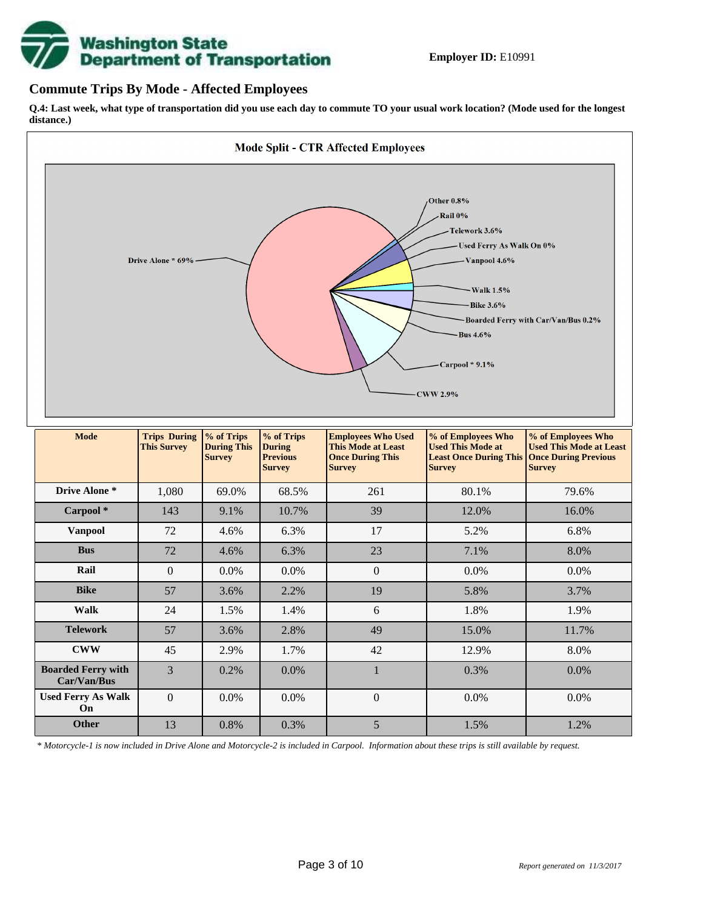**Employer ID:** E10991

## Commute Trips By Mode - Affected Employees

**Q.4: Last week, what type of transportation did you use each day to commute TO your usual work location? (Mode used for the longest distance.)**

Mode Split - CTR Affected Employees

Other 0.8%
Rail 0%
Telework 3.6%
Used Ferry As Walk On 0%
Vanpool 4.6%
Walk 1.5%
Bike 3.6%
Boarded Ferry with Car/Van/Bus 0.2%
Bus 4.6%
Carpool * 9.1%
CWW 2.9%
Drive Alone * 69%

| Mode | Trips During This Survey | % of Trips During This Survey | % of Trips During Previous Survey | Employees Who Used This Mode at Least Once During This Survey | % of Employees Who Used This Mode at Least Once During This Survey | % of Employees Who Used This Mode at Least Once During Previous Survey |
|---|---|---|---|---|---|---|
| **Drive Alone *** | 1,080 | 69.0% | 68.5% | 261 | 80.1% | 79.6% |
| **Carpool *** | 143 | 9.1% | 10.7% | 39 | 12.0% | 16.0% |
| **Vanpool** | 72 | 4.6% | 6.3% | 17 | 5.2% | 6.8% |
| **Bus** | 72 | 4.6% | 6.3% | 23 | 7.1% | 8.0% |
| **Rail** | 0 | 0.0% | 0.0% | 0 | 0.0% | 0.0% |
| **Bike** | 57 | 3.6% | 2.2% | 19 | 5.8% | 3.7% |
| **Walk** | 24 | 1.5% | 1.4% | 6 | 1.8% | 1.9% |
| **Telework** | 57 | 3.6% | 2.8% | 49 | 15.0% | 11.7% |
| **CWW** | 45 | 2.9% | 1.7% | 42 | 12.9% | 8.0% |
| **Boarded Ferry with Car/Van/Bus** | 3 | 0.2% | 0.0% | 1 | 0.3% | 0.0% |
| **Used Ferry As Walk On** | 0 | 0.0% | 0.0% | 0 | 0.0% | 0.0% |
| **Other** | 13 | 0.8% | 0.3% | 5 | 1.5% | 1.2% |

*\* Motorcycle-1 is now included in Drive Alone and Motorcycle-2 is included in Carpool. Information about these trips is still available by request.*

*Report generated on 11/3/2017*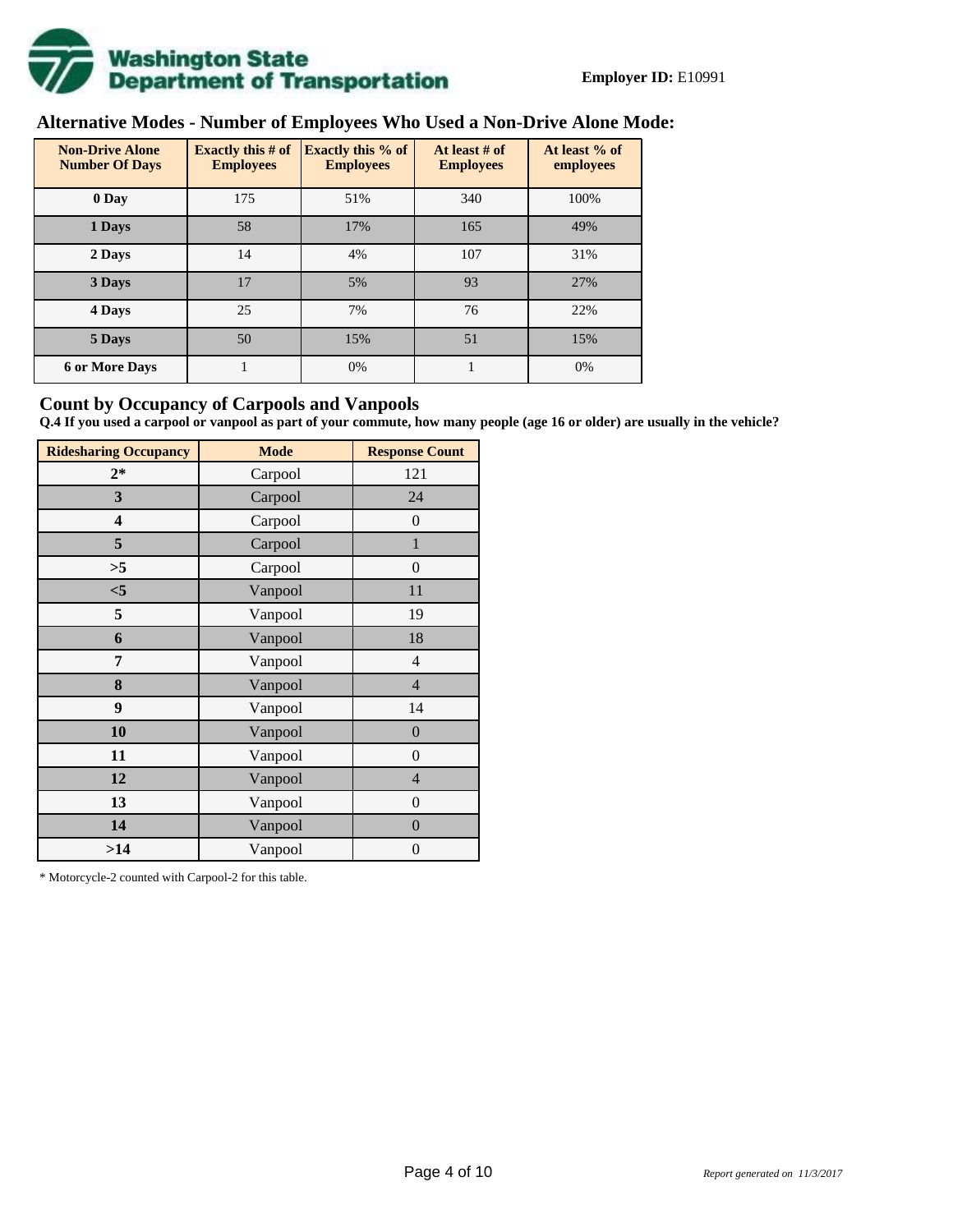**Washington State Department of Transportation**

**Employer ID:** E10991

## Alternative Modes - Number of Employees Who Used a Non-Drive Alone Mode:

| Non-Drive Alone Number Of Days | Exactly this # of Employees | Exactly this % of Employees | At least # of Employees | At least % of employees |
|---|---|---|---|---|
| 0 Day | 175 | 51% | 340 | 100% |
| 1 Days | 58 | 17% | 165 | 49% |
| 2 Days | 14 | 4% | 107 | 31% |
| 3 Days | 17 | 5% | 93 | 27% |
| 4 Days | 25 | 7% | 76 | 22% |
| 5 Days | 50 | 15% | 51 | 15% |
| 6 or More Days | 1 | 0% | 1 | 0% |

## Count by Occupancy of Carpools and Vanpools

**Q.4 If you used a carpool or vanpool as part of your commute, how many people (age 16 or older) are usually in the vehicle?**

| Ridesharing Occupancy | Mode | Response Count |
|---|---|---|
| 2* | Carpool | 121 |
| 3 | Carpool | 24 |
| 4 | Carpool | 0 |
| 5 | Carpool | 1 |
| >5 | Carpool | 0 |
| <5 | Vanpool | 11 |
| 5 | Vanpool | 19 |
| 6 | Vanpool | 18 |
| 7 | Vanpool | 4 |
| 8 | Vanpool | 4 |
| 9 | Vanpool | 14 |
| 10 | Vanpool | 0 |
| 11 | Vanpool | 0 |
| 12 | Vanpool | 4 |
| 13 | Vanpool | 0 |
| 14 | Vanpool | 0 |
| >14 | Vanpool | 0 |

* Motorcycle-2 counted with Carpool-2 for this table.

*Report generated on 11/3/2017*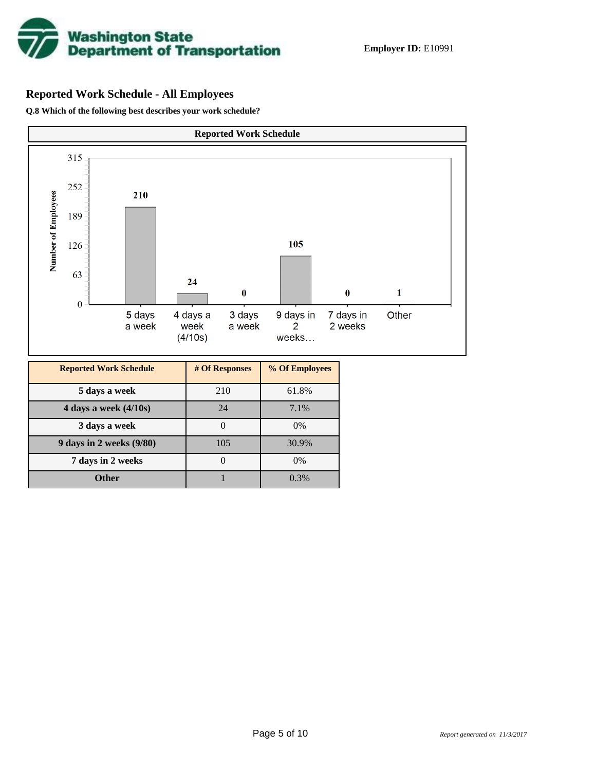**Employer ID:** E10991

## Reported Work Schedule - All Employees

**Q.8 Which of the following best describes your work schedule?**

Reported Work Schedule

Number of Employees

315
252
189
126
63
0

210
24
0
105
0
1

5 days a week
4 days a week (4/10s)
3 days a week
9 days in 2 weeks…
7 days in 2 weeks
Other

| Reported Work Schedule | # Of Responses | % Of Employees |
|---|---|---|
| 5 days a week | 210 | 61.8% |
| 4 days a week (4/10s) | 24 | 7.1% |
| 3 days a week | 0 | 0% |
| 9 days in 2 weeks (9/80) | 105 | 30.9% |
| 7 days in 2 weeks | 0 | 0% |
| Other | 1 | 0.3% |

*Report generated on 11/3/2017*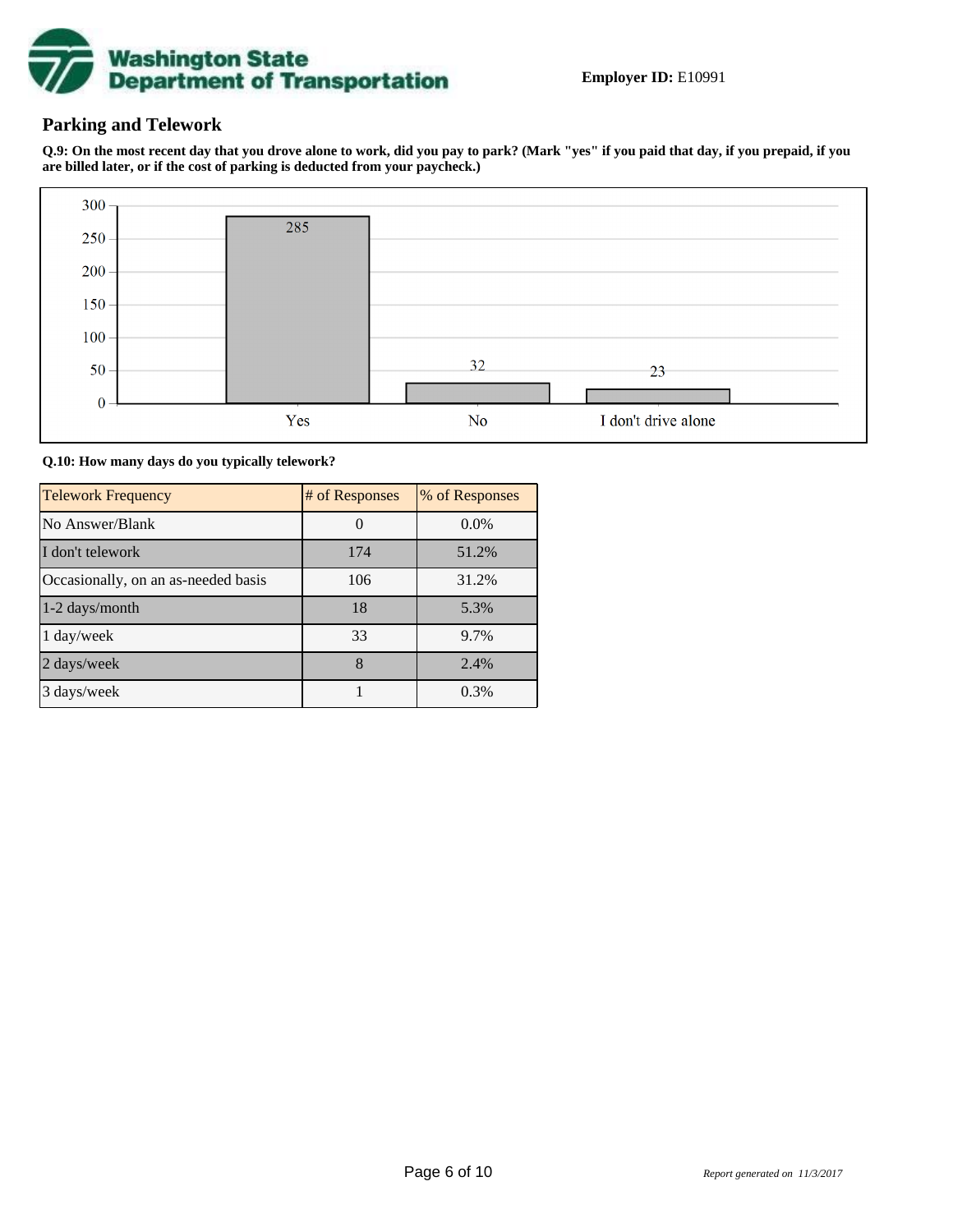**Employer ID:** E10991

## Parking and Telework

**Q.9: On the most recent day that you drove alone to work, did you pay to park? (Mark "yes" if you paid that day, if you prepaid, if you are billed later, or if the cost of parking is deducted from your paycheck.)**

300
250
200
150
100
50
0

285
32
23

Yes
No
I don't drive alone

**Q.10: How many days do you typically telework?**

| Telework Frequency | # of Responses | % of Responses |
|---|---|---|
| No Answer/Blank | 0 | 0.0% |
| I don't telework | 174 | 51.2% |
| Occasionally, on an as-needed basis | 106 | 31.2% |
| 1-2 days/month | 18 | 5.3% |
| 1 day/week | 33 | 9.7% |
| 2 days/week | 8 | 2.4% |
| 3 days/week | 1 | 0.3% |

*Report generated on 11/3/2017*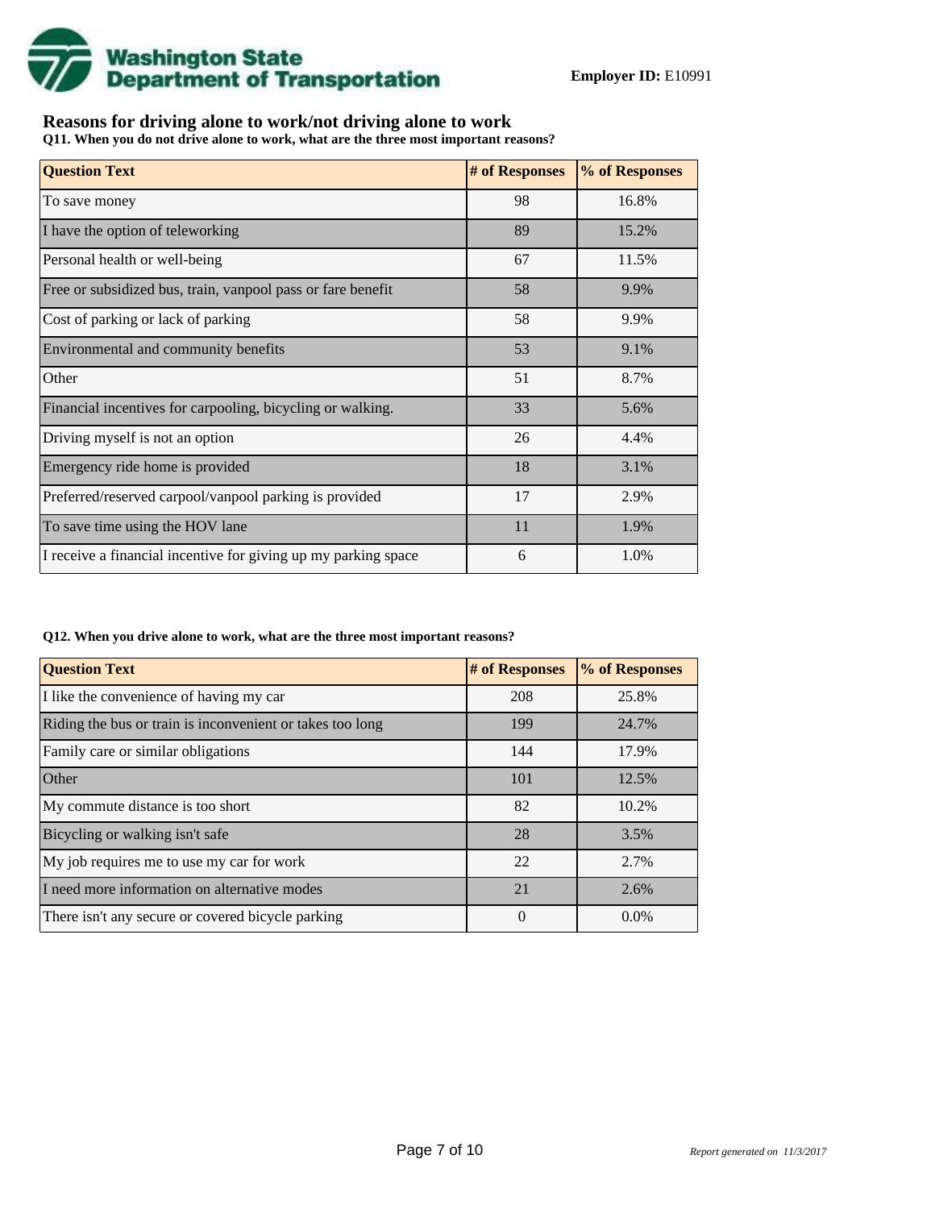**Employer ID:** E10991

## Reasons for driving alone to work/not driving alone to work

**Q11. When you do not drive alone to work, what are the three most important reasons?**

| Question Text | # of Responses | % of Responses |
|---|---|---|
| To save money | 98 | 16.8% |
| I have the option of teleworking | 89 | 15.2% |
| Personal health or well-being | 67 | 11.5% |
| Free or subsidized bus, train, vanpool pass or fare benefit | 58 | 9.9% |
| Cost of parking or lack of parking | 58 | 9.9% |
| Environmental and community benefits | 53 | 9.1% |
| Other | 51 | 8.7% |
| Financial incentives for carpooling, bicycling or walking. | 33 | 5.6% |
| Driving myself is not an option | 26 | 4.4% |
| Emergency ride home is provided | 18 | 3.1% |
| Preferred/reserved carpool/vanpool parking is provided | 17 | 2.9% |
| To save time using the HOV lane | 11 | 1.9% |
| I receive a financial incentive for giving up my parking space | 6 | 1.0% |

**Q12. When you drive alone to work, what are the three most important reasons?**

| Question Text | # of Responses | % of Responses |
|---|---|---|
| I like the convenience of having my car | 208 | 25.8% |
| Riding the bus or train is inconvenient or takes too long | 199 | 24.7% |
| Family care or similar obligations | 144 | 17.9% |
| Other | 101 | 12.5% |
| My commute distance is too short | 82 | 10.2% |
| Bicycling or walking isn't safe | 28 | 3.5% |
| My job requires me to use my car for work | 22 | 2.7% |
| I need more information on alternative modes | 21 | 2.6% |
| There isn't any secure or covered bicycle parking | 0 | 0.0% |

*Report generated on 11/3/2017*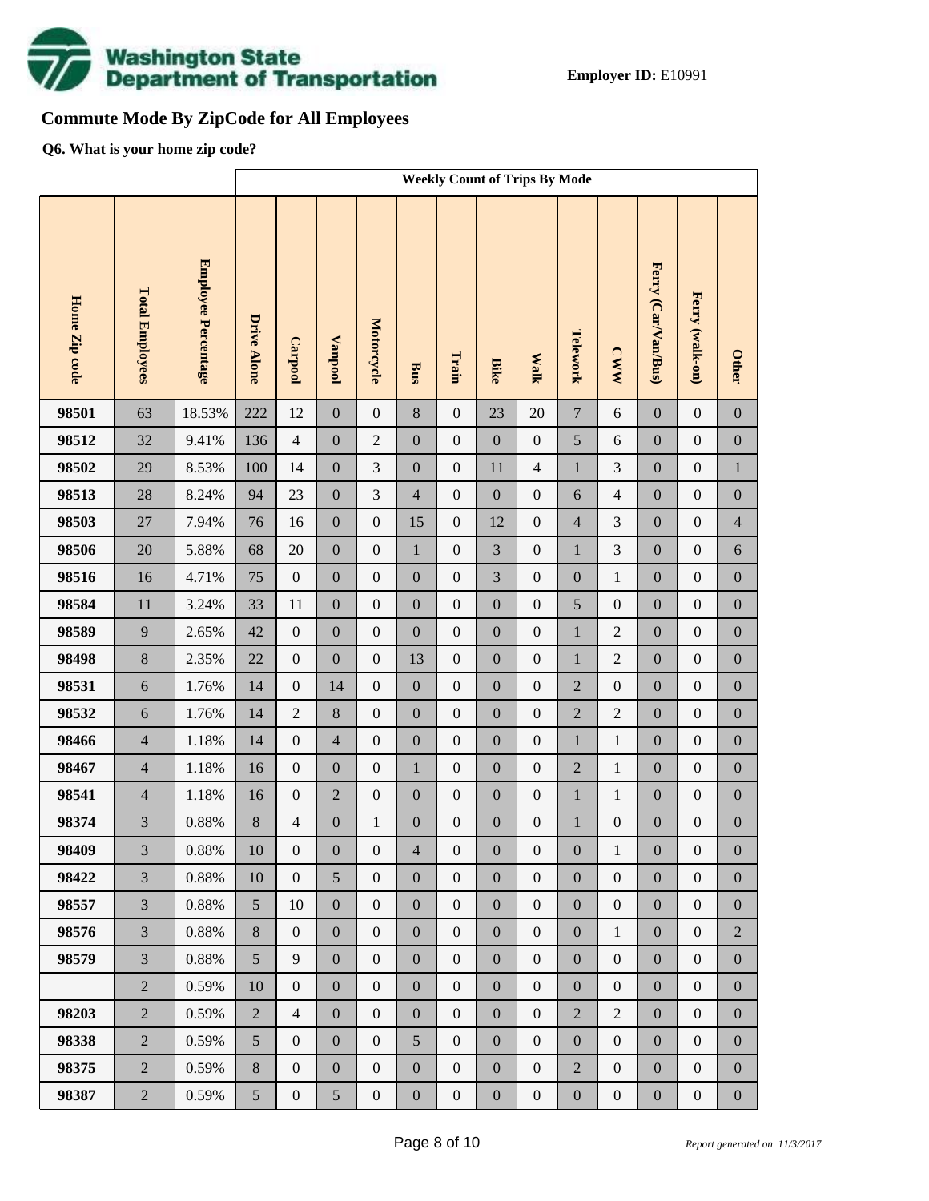**Employer ID:** E10991

## Commute Mode By ZipCode for All Employees

**Q6. What is your home zip code?**

| | | | Weekly Count of Trips By Mode | | | | | | | | | | | | |
|---|---|---|---|---|---|---|---|---|---|---|---|---|---|---|---|
| Home Zip code | Total Employees | Employee Percentage | Drive Alone | Carpool | Vanpool | Motorcycle | Bus | Train | Bike | Walk | Telework | CWW | Ferry (Car/Van/Bus) | Ferry (walk-on) | Other |
| 98501 | 63 | 18.53% | 222 | 12 | 0 | 0 | 8 | 0 | 23 | 20 | 7 | 6 | 0 | 0 | 0 |
| 98512 | 32 | 9.41% | 136 | 4 | 0 | 2 | 0 | 0 | 0 | 0 | 5 | 6 | 0 | 0 | 0 |
| 98502 | 29 | 8.53% | 100 | 14 | 0 | 3 | 0 | 0 | 11 | 4 | 1 | 3 | 0 | 0 | 1 |
| 98513 | 28 | 8.24% | 94 | 23 | 0 | 3 | 4 | 0 | 0 | 0 | 6 | 4 | 0 | 0 | 0 |
| 98503 | 27 | 7.94% | 76 | 16 | 0 | 0 | 15 | 0 | 12 | 0 | 4 | 3 | 0 | 0 | 4 |
| 98506 | 20 | 5.88% | 68 | 20 | 0 | 0 | 1 | 0 | 3 | 0 | 1 | 3 | 0 | 0 | 6 |
| 98516 | 16 | 4.71% | 75 | 0 | 0 | 0 | 0 | 0 | 3 | 0 | 0 | 1 | 0 | 0 | 0 |
| 98584 | 11 | 3.24% | 33 | 11 | 0 | 0 | 0 | 0 | 0 | 0 | 5 | 0 | 0 | 0 | 0 |
| 98589 | 9 | 2.65% | 42 | 0 | 0 | 0 | 0 | 0 | 0 | 0 | 1 | 2 | 0 | 0 | 0 |
| 98498 | 8 | 2.35% | 22 | 0 | 0 | 0 | 13 | 0 | 0 | 0 | 1 | 2 | 0 | 0 | 0 |
| 98531 | 6 | 1.76% | 14 | 0 | 14 | 0 | 0 | 0 | 0 | 0 | 2 | 0 | 0 | 0 | 0 |
| 98532 | 6 | 1.76% | 14 | 2 | 8 | 0 | 0 | 0 | 0 | 0 | 2 | 2 | 0 | 0 | 0 |
| 98466 | 4 | 1.18% | 14 | 0 | 4 | 0 | 0 | 0 | 0 | 0 | 1 | 1 | 0 | 0 | 0 |
| 98467 | 4 | 1.18% | 16 | 0 | 0 | 0 | 1 | 0 | 0 | 0 | 2 | 1 | 0 | 0 | 0 |
| 98541 | 4 | 1.18% | 16 | 0 | 2 | 0 | 0 | 0 | 0 | 0 | 1 | 1 | 0 | 0 | 0 |
| 98374 | 3 | 0.88% | 8 | 4 | 0 | 1 | 0 | 0 | 0 | 0 | 1 | 0 | 0 | 0 | 0 |
| 98409 | 3 | 0.88% | 10 | 0 | 0 | 0 | 4 | 0 | 0 | 0 | 0 | 1 | 0 | 0 | 0 |
| 98422 | 3 | 0.88% | 10 | 0 | 5 | 0 | 0 | 0 | 0 | 0 | 0 | 0 | 0 | 0 | 0 |
| 98557 | 3 | 0.88% | 5 | 10 | 0 | 0 | 0 | 0 | 0 | 0 | 0 | 0 | 0 | 0 | 0 |
| 98576 | 3 | 0.88% | 8 | 0 | 0 | 0 | 0 | 0 | 0 | 0 | 0 | 1 | 0 | 0 | 2 |
| 98579 | 3 | 0.88% | 5 | 9 | 0 | 0 | 0 | 0 | 0 | 0 | 0 | 0 | 0 | 0 | 0 |
| | 2 | 0.59% | 10 | 0 | 0 | 0 | 0 | 0 | 0 | 0 | 0 | 0 | 0 | 0 | 0 |
| 98203 | 2 | 0.59% | 2 | 4 | 0 | 0 | 0 | 0 | 0 | 0 | 2 | 2 | 0 | 0 | 0 |
| 98338 | 2 | 0.59% | 5 | 0 | 0 | 0 | 5 | 0 | 0 | 0 | 0 | 0 | 0 | 0 | 0 |
| 98375 | 2 | 0.59% | 8 | 0 | 0 | 0 | 0 | 0 | 0 | 0 | 2 | 0 | 0 | 0 | 0 |
| 98387 | 2 | 0.59% | 5 | 0 | 5 | 0 | 0 | 0 | 0 | 0 | 0 | 0 | 0 | 0 | 0 |

*Report generated on 11/3/2017*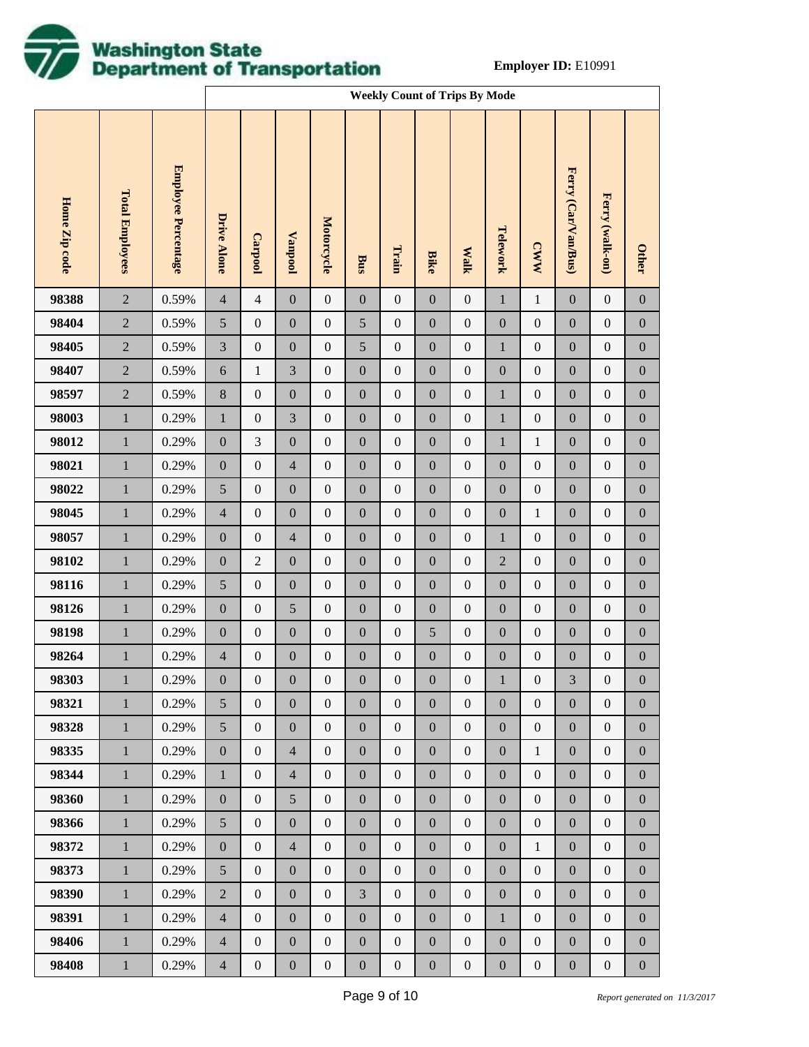# Washington State Department of Transportation

**Employer ID:** E10991

| | | | Weekly Count of Trips By Mode | | | | | | | | | | | | |
|---|---|---|---|---|---|---|---|---|---|---|---|---|---|---|---|
| Home Zip code | Total Employees | Employee Percentage | Drive Alone | Carpool | Vanpool | Motorcycle | Bus | Train | Bike | Walk | Telework | CWW | Ferry (Car/Van/Bus) | Ferry (walk-on) | Other |
| 98388 | 2 | 0.59% | 4 | 4 | 0 | 0 | 0 | 0 | 0 | 0 | 1 | 1 | 0 | 0 | 0 |
| 98404 | 2 | 0.59% | 5 | 0 | 0 | 0 | 5 | 0 | 0 | 0 | 0 | 0 | 0 | 0 | 0 |
| 98405 | 2 | 0.59% | 3 | 0 | 0 | 0 | 5 | 0 | 0 | 0 | 1 | 0 | 0 | 0 | 0 |
| 98407 | 2 | 0.59% | 6 | 1 | 3 | 0 | 0 | 0 | 0 | 0 | 0 | 0 | 0 | 0 | 0 |
| 98597 | 2 | 0.59% | 8 | 0 | 0 | 0 | 0 | 0 | 0 | 0 | 1 | 0 | 0 | 0 | 0 |
| 98003 | 1 | 0.29% | 1 | 0 | 3 | 0 | 0 | 0 | 0 | 0 | 1 | 0 | 0 | 0 | 0 |
| 98012 | 1 | 0.29% | 0 | 3 | 0 | 0 | 0 | 0 | 0 | 0 | 1 | 1 | 0 | 0 | 0 |
| 98021 | 1 | 0.29% | 0 | 0 | 4 | 0 | 0 | 0 | 0 | 0 | 0 | 0 | 0 | 0 | 0 |
| 98022 | 1 | 0.29% | 5 | 0 | 0 | 0 | 0 | 0 | 0 | 0 | 0 | 0 | 0 | 0 | 0 |
| 98045 | 1 | 0.29% | 4 | 0 | 0 | 0 | 0 | 0 | 0 | 0 | 0 | 1 | 0 | 0 | 0 |
| 98057 | 1 | 0.29% | 0 | 0 | 4 | 0 | 0 | 0 | 0 | 0 | 1 | 0 | 0 | 0 | 0 |
| 98102 | 1 | 0.29% | 0 | 2 | 0 | 0 | 0 | 0 | 0 | 0 | 2 | 0 | 0 | 0 | 0 |
| 98116 | 1 | 0.29% | 5 | 0 | 0 | 0 | 0 | 0 | 0 | 0 | 0 | 0 | 0 | 0 | 0 |
| 98126 | 1 | 0.29% | 0 | 0 | 5 | 0 | 0 | 0 | 0 | 0 | 0 | 0 | 0 | 0 | 0 |
| 98198 | 1 | 0.29% | 0 | 0 | 0 | 0 | 0 | 0 | 5 | 0 | 0 | 0 | 0 | 0 | 0 |
| 98264 | 1 | 0.29% | 4 | 0 | 0 | 0 | 0 | 0 | 0 | 0 | 0 | 0 | 0 | 0 | 0 |
| 98303 | 1 | 0.29% | 0 | 0 | 0 | 0 | 0 | 0 | 0 | 0 | 1 | 0 | 3 | 0 | 0 |
| 98321 | 1 | 0.29% | 5 | 0 | 0 | 0 | 0 | 0 | 0 | 0 | 0 | 0 | 0 | 0 | 0 |
| 98328 | 1 | 0.29% | 5 | 0 | 0 | 0 | 0 | 0 | 0 | 0 | 0 | 0 | 0 | 0 | 0 |
| 98335 | 1 | 0.29% | 0 | 0 | 4 | 0 | 0 | 0 | 0 | 0 | 0 | 1 | 0 | 0 | 0 |
| 98344 | 1 | 0.29% | 1 | 0 | 4 | 0 | 0 | 0 | 0 | 0 | 0 | 0 | 0 | 0 | 0 |
| 98360 | 1 | 0.29% | 0 | 0 | 5 | 0 | 0 | 0 | 0 | 0 | 0 | 0 | 0 | 0 | 0 |
| 98366 | 1 | 0.29% | 5 | 0 | 0 | 0 | 0 | 0 | 0 | 0 | 0 | 0 | 0 | 0 | 0 |
| 98372 | 1 | 0.29% | 0 | 0 | 4 | 0 | 0 | 0 | 0 | 0 | 0 | 1 | 0 | 0 | 0 |
| 98373 | 1 | 0.29% | 5 | 0 | 0 | 0 | 0 | 0 | 0 | 0 | 0 | 0 | 0 | 0 | 0 |
| 98390 | 1 | 0.29% | 2 | 0 | 0 | 0 | 3 | 0 | 0 | 0 | 0 | 0 | 0 | 0 | 0 |
| 98391 | 1 | 0.29% | 4 | 0 | 0 | 0 | 0 | 0 | 0 | 0 | 1 | 0 | 0 | 0 | 0 |
| 98406 | 1 | 0.29% | 4 | 0 | 0 | 0 | 0 | 0 | 0 | 0 | 0 | 0 | 0 | 0 | 0 |
| 98408 | 1 | 0.29% | 4 | 0 | 0 | 0 | 0 | 0 | 0 | 0 | 0 | 0 | 0 | 0 | 0 |

*Report generated on 11/3/2017*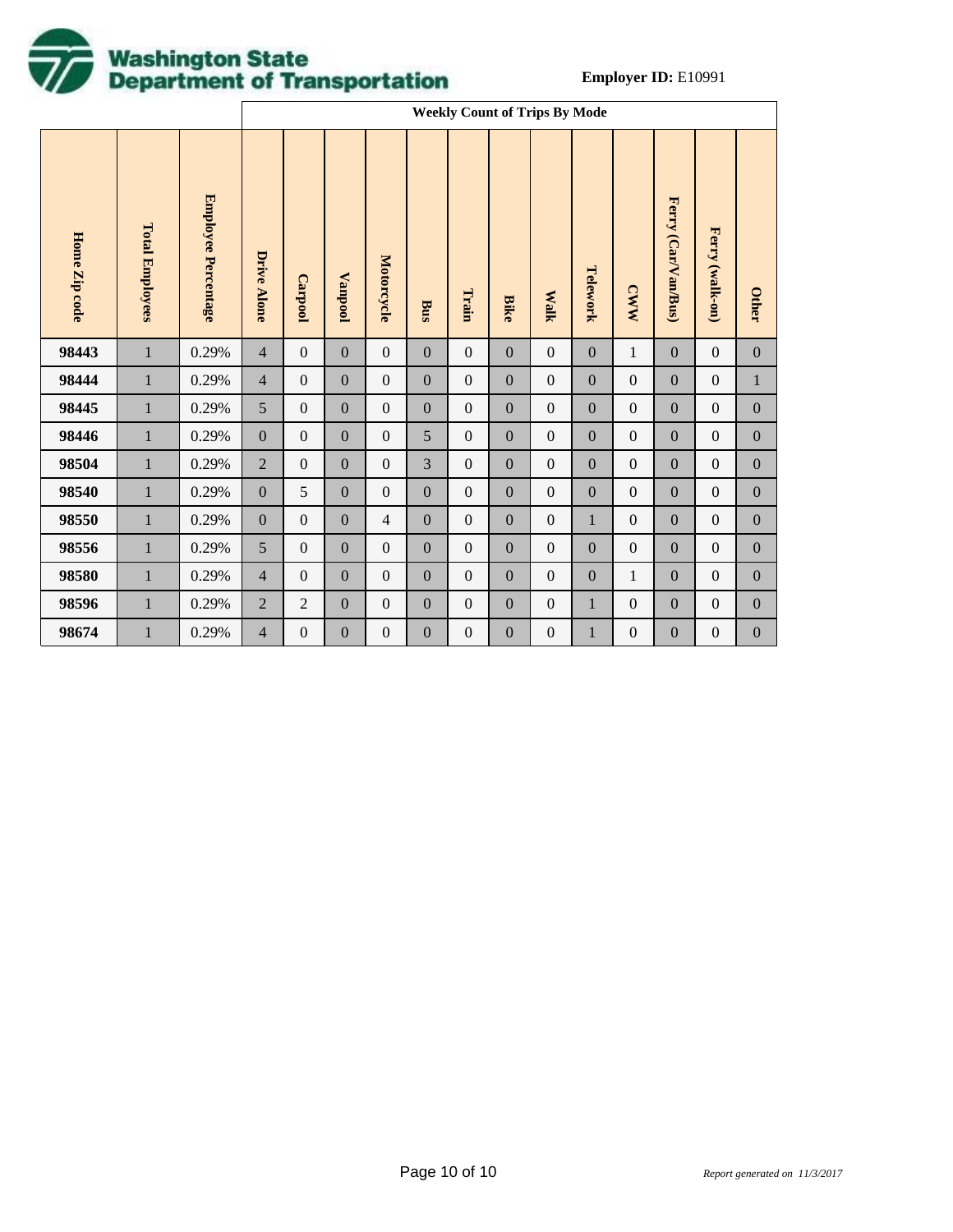# Washington State Department of Transportation

**Employer ID:** E10991

| Home Zip code | Total Employees | Employee Percentage | Weekly Count of Trips By Mode | | | | | | | | | | | | |
|---|---|---|---|---|---|---|---|---|---|---|---|---|---|---|---|
| | | | Drive Alone | Carpool | Vanpool | Motorcycle | Bus | Train | Bike | Walk | Telework | CWW | Ferry (Car/Van/Bus) | Ferry (walk-on) | Other |
| 98443 | 1 | 0.29% | 4 | 0 | 0 | 0 | 0 | 0 | 0 | 0 | 0 | 1 | 0 | 0 | 0 |
| 98444 | 1 | 0.29% | 4 | 0 | 0 | 0 | 0 | 0 | 0 | 0 | 0 | 0 | 0 | 0 | 1 |
| 98445 | 1 | 0.29% | 5 | 0 | 0 | 0 | 0 | 0 | 0 | 0 | 0 | 0 | 0 | 0 | 0 |
| 98446 | 1 | 0.29% | 0 | 0 | 0 | 0 | 5 | 0 | 0 | 0 | 0 | 0 | 0 | 0 | 0 |
| 98504 | 1 | 0.29% | 2 | 0 | 0 | 0 | 3 | 0 | 0 | 0 | 0 | 0 | 0 | 0 | 0 |
| 98540 | 1 | 0.29% | 0 | 5 | 0 | 0 | 0 | 0 | 0 | 0 | 0 | 0 | 0 | 0 | 0 |
| 98550 | 1 | 0.29% | 0 | 0 | 0 | 4 | 0 | 0 | 0 | 0 | 1 | 0 | 0 | 0 | 0 |
| 98556 | 1 | 0.29% | 5 | 0 | 0 | 0 | 0 | 0 | 0 | 0 | 0 | 0 | 0 | 0 | 0 |
| 98580 | 1 | 0.29% | 4 | 0 | 0 | 0 | 0 | 0 | 0 | 0 | 0 | 1 | 0 | 0 | 0 |
| 98596 | 1 | 0.29% | 2 | 2 | 0 | 0 | 0 | 0 | 0 | 0 | 1 | 0 | 0 | 0 | 0 |
| 98674 | 1 | 0.29% | 4 | 0 | 0 | 0 | 0 | 0 | 0 | 0 | 1 | 0 | 0 | 0 | 0 |

*Report generated on 11/3/2017*